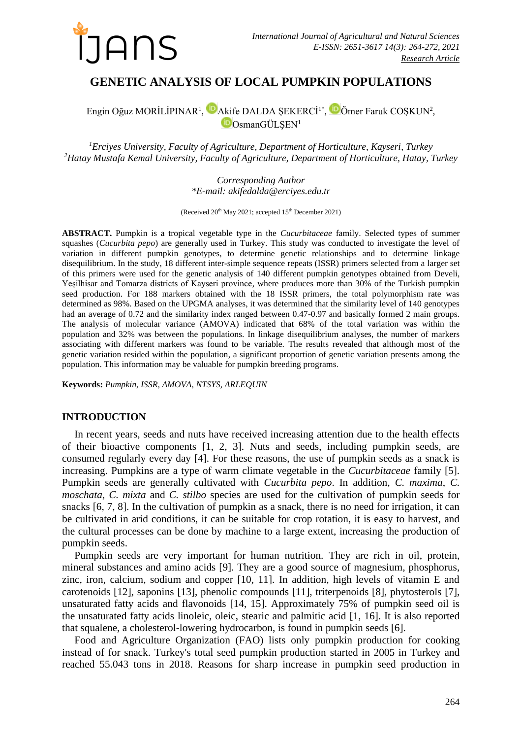# GENETIC ANALYSIS OF LOCAL PUMPKIN POPULATIONS

Engin Oğuz MORİLİPINAR[1], Akife DALDA ŞEKERCİ[1*], Ömer Faruk COŞKUN[2], OsmanGÜLŞEN[1]

[1]*Erciyes University, Faculty of Agriculture, Department of Horticulture, Kayseri, Turkey*
[2]*Hatay Mustafa Kemal University, Faculty of Agriculture, Department of Horticulture, Hatay, Turkey*

*Corresponding Author*
*\*E-mail: akifedalda@erciyes.edu.tr*

(Received 20th May 2021; accepted 15th December 2021)

**ABSTRACT.** Pumpkin is a tropical vegetable type in the *Cucurbitaceae* family. Selected types of summer squashes (*Cucurbita pepo*) are generally used in Turkey. This study was conducted to investigate the level of variation in different pumpkin genotypes, to determine genetic relationships and to determine linkage disequilibrium. In the study, 18 different inter-simple sequence repeats (ISSR) primers selected from a larger set of this primers were used for the genetic analysis of 140 different pumpkin genotypes obtained from Develi, Yeşilhisar and Tomarza districts of Kayseri province, where produces more than 30% of the Turkish pumpkin seed production. For 188 markers obtained with the 18 ISSR primers, the total polymorphism rate was determined as 98%. Based on the UPGMA analyses, it was determined that the similarity level of 140 genotypes had an average of 0.72 and the similarity index ranged between 0.47-0.97 and basically formed 2 main groups. The analysis of molecular variance (AMOVA) indicated that 68% of the total variation was within the population and 32% was between the populations. In linkage disequilibrium analyses, the number of markers associating with different markers was found to be variable. The results revealed that although most of the genetic variation resided within the population, a significant proportion of genetic variation presents among the population. This information may be valuable for pumpkin breeding programs.

**Keywords:** *Pumpkin, ISSR, AMOVA, NTSYS, ARLEQUIN*

## INTRODUCTION

In recent years, seeds and nuts have received increasing attention due to the health effects of their bioactive components [1, 2, 3]. Nuts and seeds, including pumpkin seeds, are consumed regularly every day [4]. For these reasons, the use of pumpkin seeds as a snack is increasing. Pumpkins are a type of warm climate vegetable in the *Cucurbitaceae* family [5]. Pumpkin seeds are generally cultivated with *Cucurbita pepo*. In addition, *C. maxima*, *C. moschata*, *C. mixta* and *C. stilbo* species are used for the cultivation of pumpkin seeds for snacks [6, 7, 8]. In the cultivation of pumpkin as a snack, there is no need for irrigation, it can be cultivated in arid conditions, it can be suitable for crop rotation, it is easy to harvest, and the cultural processes can be done by machine to a large extent, increasing the production of pumpkin seeds.

Pumpkin seeds are very important for human nutrition. They are rich in oil, protein, mineral substances and amino acids [9]. They are a good source of magnesium, phosphorus, zinc, iron, calcium, sodium and copper [10, 11]. In addition, high levels of vitamin E and carotenoids [12], saponins [13], phenolic compounds [11], triterpenoids [8], phytosterols [7], unsaturated fatty acids and flavonoids [14, 15]. Approximately 75% of pumpkin seed oil is the unsaturated fatty acids linoleic, oleic, stearic and palmitic acid [1, 16]. It is also reported that squalene, a cholesterol-lowering hydrocarbon, is found in pumpkin seeds [6].

Food and Agriculture Organization (FAO) lists only pumpkin production for cooking instead of for snack. Turkey's total seed pumpkin production started in 2005 in Turkey and reached 55.043 tons in 2018. Reasons for sharp increase in pumpkin seed production in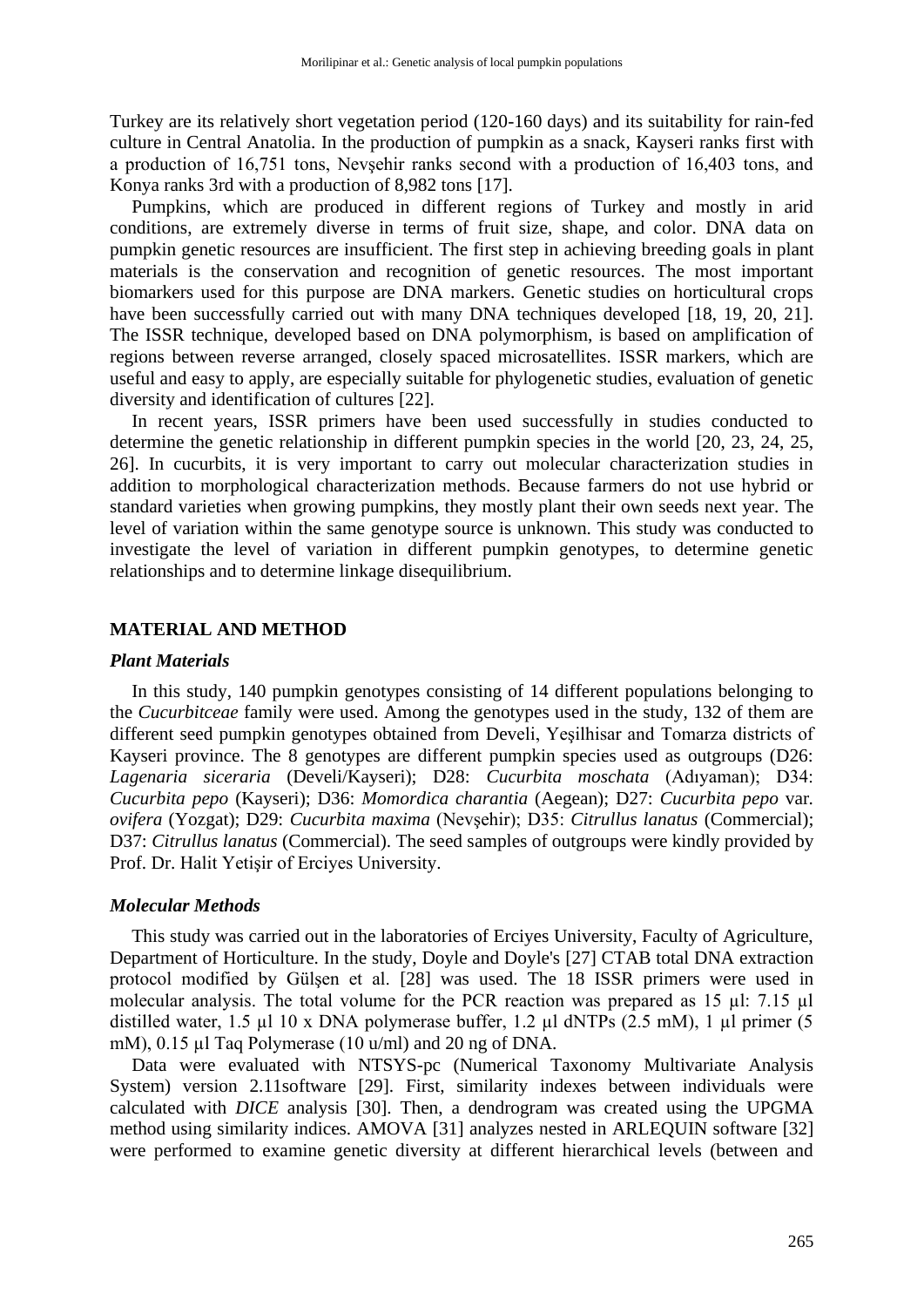Turkey are its relatively short vegetation period (120-160 days) and its suitability for rain-fed culture in Central Anatolia. In the production of pumpkin as a snack, Kayseri ranks first with a production of 16,751 tons, Nevşehir ranks second with a production of 16,403 tons, and Konya ranks 3rd with a production of 8,982 tons [17].

Pumpkins, which are produced in different regions of Turkey and mostly in arid conditions, are extremely diverse in terms of fruit size, shape, and color. DNA data on pumpkin genetic resources are insufficient. The first step in achieving breeding goals in plant materials is the conservation and recognition of genetic resources. The most important biomarkers used for this purpose are DNA markers. Genetic studies on horticultural crops have been successfully carried out with many DNA techniques developed [18, 19, 20, 21]. The ISSR technique, developed based on DNA polymorphism, is based on amplification of regions between reverse arranged, closely spaced microsatellites. ISSR markers, which are useful and easy to apply, are especially suitable for phylogenetic studies, evaluation of genetic diversity and identification of cultures [22].

In recent years, ISSR primers have been used successfully in studies conducted to determine the genetic relationship in different pumpkin species in the world [20, 23, 24, 25, 26]. In cucurbits, it is very important to carry out molecular characterization studies in addition to morphological characterization methods. Because farmers do not use hybrid or standard varieties when growing pumpkins, they mostly plant their own seeds next year. The level of variation within the same genotype source is unknown. This study was conducted to investigate the level of variation in different pumpkin genotypes, to determine genetic relationships and to determine linkage disequilibrium.

## MATERIAL AND METHOD

### *Plant Materials*

In this study, 140 pumpkin genotypes consisting of 14 different populations belonging to the *Cucurbitceae* family were used. Among the genotypes used in the study, 132 of them are different seed pumpkin genotypes obtained from Develi, Yeşilhisar and Tomarza districts of Kayseri province. The 8 genotypes are different pumpkin species used as outgroups (D26: *Lagenaria siceraria* (Develi/Kayseri); D28: *Cucurbita moschata* (Adıyaman); D34: *Cucurbita pepo* (Kayseri); D36: *Momordica charantia* (Aegean); D27: *Cucurbita pepo* var. *ovifera* (Yozgat); D29: *Cucurbita maxima* (Nevşehir); D35: *Citrullus lanatus* (Commercial); D37: *Citrullus lanatus* (Commercial). The seed samples of outgroups were kindly provided by Prof. Dr. Halit Yetişir of Erciyes University.

### *Molecular Methods*

This study was carried out in the laboratories of Erciyes University, Faculty of Agriculture, Department of Horticulture. In the study, Doyle and Doyle's [27] CTAB total DNA extraction protocol modified by Gülşen et al. [28] was used. The 18 ISSR primers were used in molecular analysis. The total volume for the PCR reaction was prepared as 15 µl: 7.15 µl distilled water, 1.5 µl 10 x DNA polymerase buffer, 1.2 µl dNTPs (2.5 mM), 1 µl primer (5 mM), 0.15 µl Taq Polymerase (10 u/ml) and 20 ng of DNA.

Data were evaluated with NTSYS-pc (Numerical Taxonomy Multivariate Analysis System) version 2.11software [29]. First, similarity indexes between individuals were calculated with *DICE* analysis [30]. Then, a dendrogram was created using the UPGMA method using similarity indices. AMOVA [31] analyzes nested in ARLEQUIN software [32] were performed to examine genetic diversity at different hierarchical levels (between and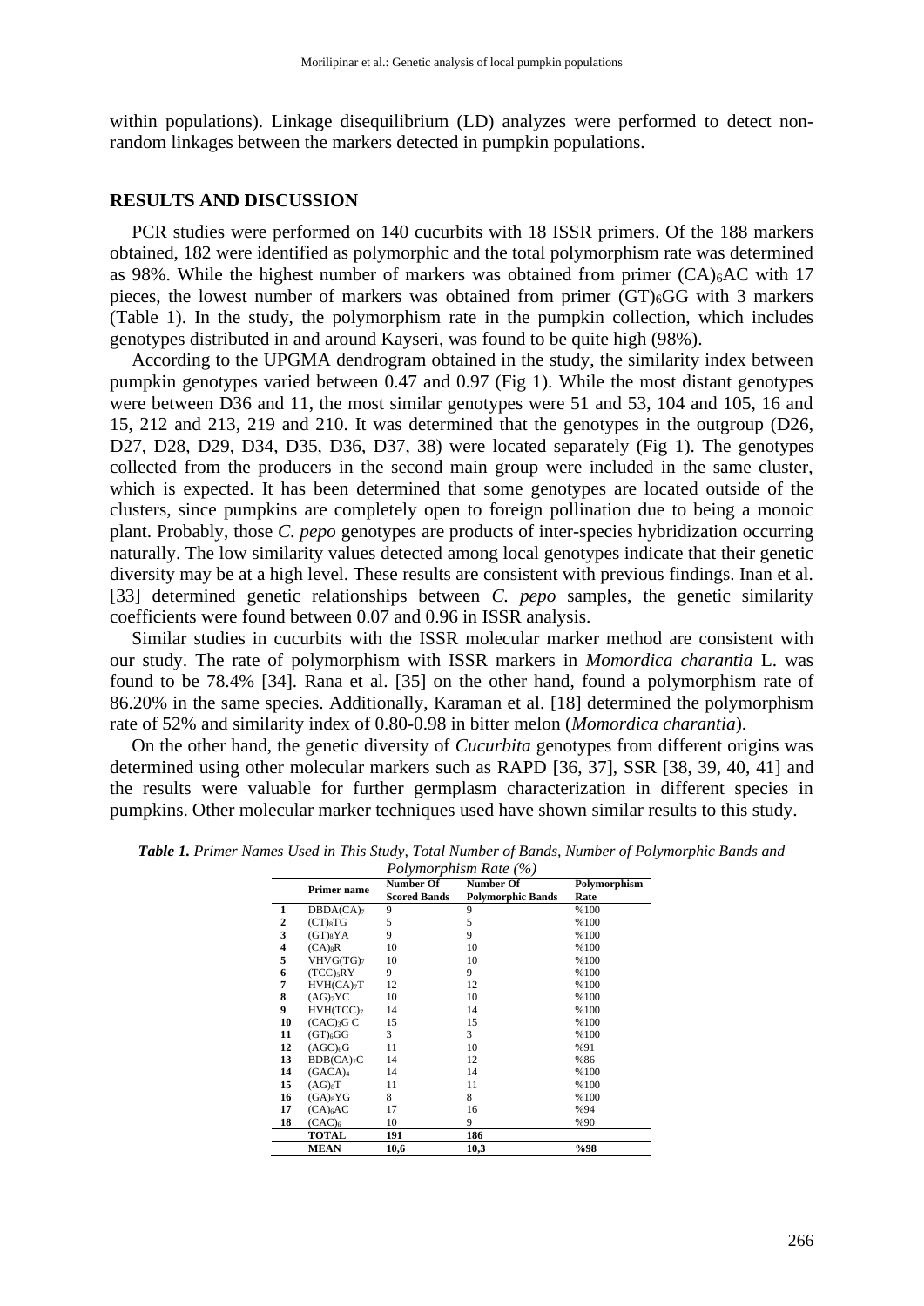within populations). Linkage disequilibrium (LD) analyzes were performed to detect non-random linkages between the markers detected in pumpkin populations.

## RESULTS AND DISCUSSION

PCR studies were performed on 140 cucurbits with 18 ISSR primers. Of the 188 markers obtained, 182 were identified as polymorphic and the total polymorphism rate was determined as 98%. While the highest number of markers was obtained from primer $(CA)_6AC$ with 17 pieces, the lowest number of markers was obtained from primer $(GT)_6GG$ with 3 markers (Table 1). In the study, the polymorphism rate in the pumpkin collection, which includes genotypes distributed in and around Kayseri, was found to be quite high (98%).

According to the UPGMA dendrogram obtained in the study, the similarity index between pumpkin genotypes varied between 0.47 and 0.97 (Fig 1). While the most distant genotypes were between D36 and 11, the most similar genotypes were 51 and 53, 104 and 105, 16 and 15, 212 and 213, 219 and 210. It was determined that the genotypes in the outgroup (D26, D27, D28, D29, D34, D35, D36, D37, 38) were located separately (Fig 1). The genotypes collected from the producers in the second main group were included in the same cluster, which is expected. It has been determined that some genotypes are located outside of the clusters, since pumpkins are completely open to foreign pollination due to being a monoic plant. Probably, those *C. pepo* genotypes are products of inter-species hybridization occurring naturally. The low similarity values detected among local genotypes indicate that their genetic diversity may be at a high level. These results are consistent with previous findings. Inan et al. [33] determined genetic relationships between *C. pepo* samples, the genetic similarity coefficients were found between 0.07 and 0.96 in ISSR analysis.

Similar studies in cucurbits with the ISSR molecular marker method are consistent with our study. The rate of polymorphism with ISSR markers in *Momordica charantia* L. was found to be 78.4% [34]. Rana et al. [35] on the other hand, found a polymorphism rate of 86.20% in the same species. Additionally, Karaman et al. [18] determined the polymorphism rate of 52% and similarity index of 0.80-0.98 in bitter melon (*Momordica charantia*).

On the other hand, the genetic diversity of *Cucurbita* genotypes from different origins was determined using other molecular markers such as RAPD [36, 37], SSR [38, 39, 40, 41] and the results were valuable for further germplasm characterization in different species in pumpkins. Other molecular marker techniques used have shown similar results to this study.

***Table 1.** Primer Names Used in This Study, Total Number of Bands, Number of Polymorphic Bands and Polymorphism Rate (%)*

| | Primer name | Number Of Scored Bands | Number Of Polymorphic Bands | Polymorphism Rate |
|---|---|---|---|---|
| 1 | $DBDA(CA)_7$ | 9 | 9 | %100 |
| 2 | $(CT)_8TG$ | 5 | 5 | %100 |
| 3 | $(GT)_8YA$ | 9 | 9 | %100 |
| 4 | $(CA)_8R$ | 10 | 10 | %100 |
| 5 | $VHVG(TG)_7$ | 10 | 10 | %100 |
| 6 | $(TCC)_5RY$ | 9 | 9 | %100 |
| 7 | $HVH(CA)_7T$ | 12 | 12 | %100 |
| 8 | $(AG)_7YC$ | 10 | 10 | %100 |
| 9 | $HVH(TCC)_7$ | 14 | 14 | %100 |
| 10 | $(CAC)_3G\,C$ | 15 | 15 | %100 |
| 11 | $(GT)_6GG$ | 3 | 3 | %100 |
| 12 | $(AGC)_6G$ | 11 | 10 | %91 |
| 13 | $BDB(CA)_7C$ | 14 | 12 | %86 |
| 14 | $(GACA)_4$ | 14 | 14 | %100 |
| 15 | $(AG)_8T$ | 11 | 11 | %100 |
| 16 | $(GA)_8YG$ | 8 | 8 | %100 |
| 17 | $(CA)_6AC$ | 17 | 16 | %94 |
| 18 | $(CAC)_6$ | 10 | 9 | %90 |
| | **TOTAL** | **191** | **186** | |
| | **MEAN** | **10,6** | **10,3** | **%98** |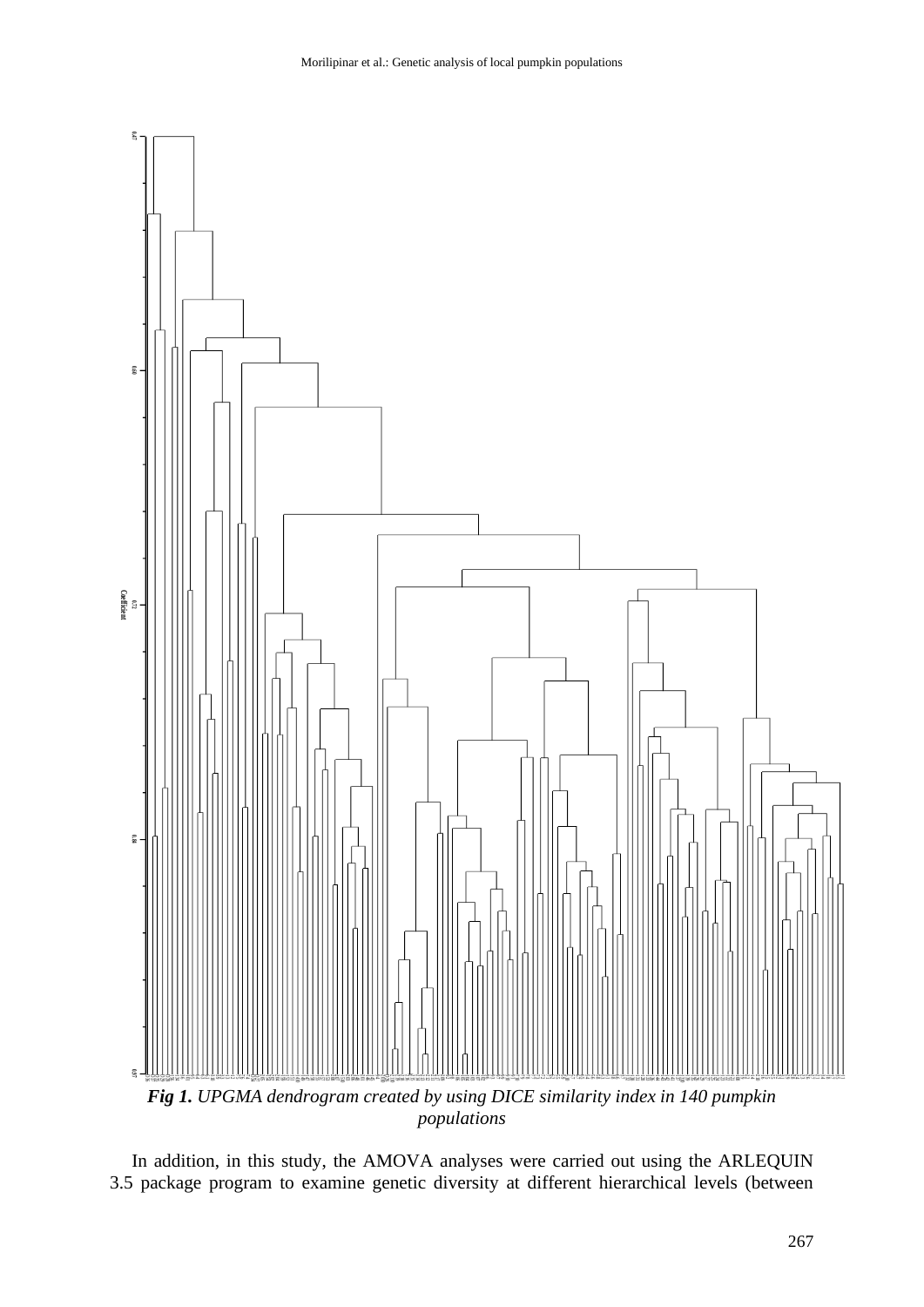*Fig 1. UPGMA dendrogram created by using DICE similarity index in 140 pumpkin populations*

In addition, in this study, the AMOVA analyses were carried out using the ARLEQUIN 3.5 package program to examine genetic diversity at different hierarchical levels (between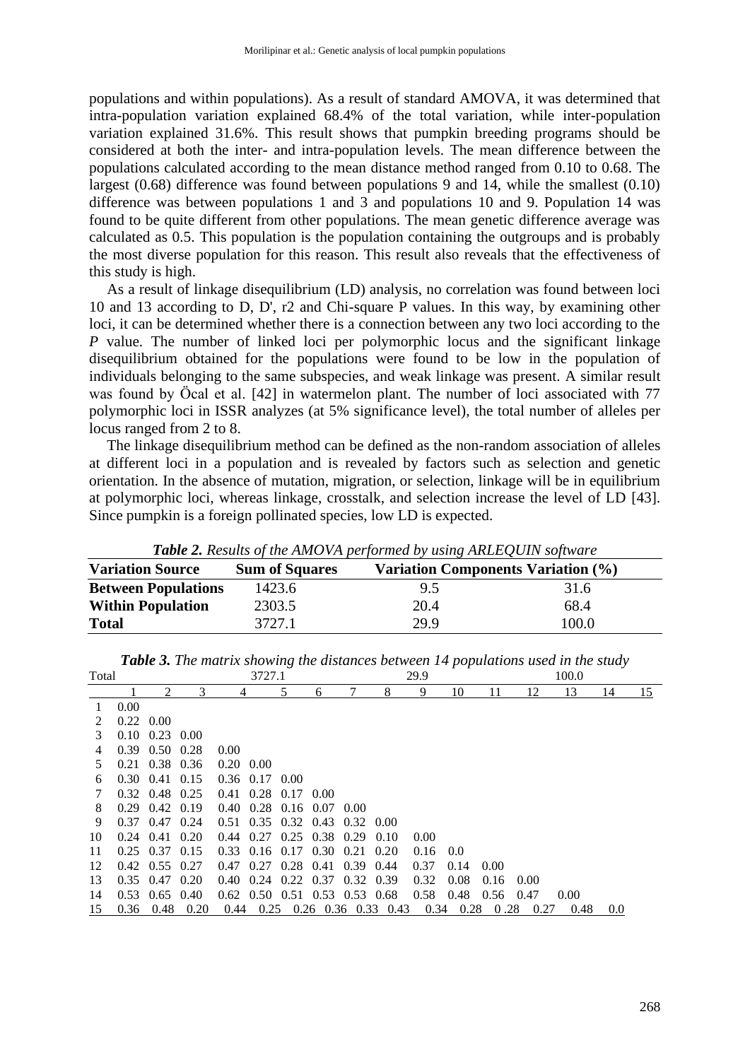populations and within populations). As a result of standard AMOVA, it was determined that intra-population variation explained 68.4% of the total variation, while inter-population variation explained 31.6%. This result shows that pumpkin breeding programs should be considered at both the inter- and intra-population levels. The mean difference between the populations calculated according to the mean distance method ranged from 0.10 to 0.68. The largest (0.68) difference was found between populations 9 and 14, while the smallest (0.10) difference was between populations 1 and 3 and populations 10 and 9. Population 14 was found to be quite different from other populations. The mean genetic difference average was calculated as 0.5. This population is the population containing the outgroups and is probably the most diverse population for this reason. This result also reveals that the effectiveness of this study is high.

As a result of linkage disequilibrium (LD) analysis, no correlation was found between loci 10 and 13 according to D, D', r2 and Chi-square P values. In this way, by examining other loci, it can be determined whether there is a connection between any two loci according to the *P* value. The number of linked loci per polymorphic locus and the significant linkage disequilibrium obtained for the populations were found to be low in the population of individuals belonging to the same subspecies, and weak linkage was present. A similar result was found by Öcal et al. [42] in watermelon plant. The number of loci associated with 77 polymorphic loci in ISSR analyzes (at 5% significance level), the total number of alleles per locus ranged from 2 to 8.

The linkage disequilibrium method can be defined as the non-random association of alleles at different loci in a population and is revealed by factors such as selection and genetic orientation. In the absence of mutation, migration, or selection, linkage will be in equilibrium at polymorphic loci, whereas linkage, crosstalk, and selection increase the level of LD [43]. Since pumpkin is a foreign pollinated species, low LD is expected.

***Table 2.*** *Results of the AMOVA performed by using ARLEQUIN software*

| **Variation Source** | **Sum of Squares** | **Variation Components** | **Variation (%)** |
|---|---|---|---|
| **Between Populations** | 1423.6 | 9.5 | 31.6 |
| **Within Population** | 2303.5 | 20.4 | 68.4 |
| **Total** | 3727.1 | 29.9 | 100.0 |

***Table 3.*** *The matrix showing the distances between 14 populations used in the study*

| Total | | | | 3727.1 | | | | | 29.9 | | | | 100.0 | | |
|---|---|---|---|---|---|---|---|---|---|---|---|---|---|---|---|
| | 1 | 2 | 3 | 4 | 5 | 6 | 7 | 8 | 9 | 10 | 11 | 12 | 13 | 14 | 15 |
| 1 | 0.00 | | | | | | | | | | | | | | |
| 2 | 0.22 | 0.00 | | | | | | | | | | | | | |
| 3 | 0.10 | 0.23 | 0.00 | | | | | | | | | | | | |
| 4 | 0.39 | 0.50 | 0.28 | 0.00 | | | | | | | | | | | |
| 5 | 0.21 | 0.38 | 0.36 | 0.20 | 0.00 | | | | | | | | | | |
| 6 | 0.30 | 0.41 | 0.15 | 0.36 | 0.17 | 0.00 | | | | | | | | | |
| 7 | 0.32 | 0.48 | 0.25 | 0.41 | 0.28 | 0.17 | 0.00 | | | | | | | | |
| 8 | 0.29 | 0.42 | 0.19 | 0.40 | 0.28 | 0.16 | 0.07 | 0.00 | | | | | | | |
| 9 | 0.37 | 0.47 | 0.24 | 0.51 | 0.35 | 0.32 | 0.43 | 0.32 | 0.00 | | | | | | |
| 10 | 0.24 | 0.41 | 0.20 | 0.44 | 0.27 | 0.25 | 0.38 | 0.29 | 0.10 | 0.00 | | | | | |
| 11 | 0.25 | 0.37 | 0.15 | 0.33 | 0.16 | 0.17 | 0.30 | 0.21 | 0.20 | 0.16 | 0.0 | | | | |
| 12 | 0.42 | 0.55 | 0.27 | 0.47 | 0.27 | 0.28 | 0.41 | 0.39 | 0.44 | 0.37 | 0.14 | 0.00 | | | |
| 13 | 0.35 | 0.47 | 0.20 | 0.40 | 0.24 | 0.22 | 0.37 | 0.32 | 0.39 | 0.32 | 0.08 | 0.16 | 0.00 | | |
| 14 | 0.53 | 0.65 | 0.40 | 0.62 | 0.50 | 0.51 | 0.53 | 0.53 | 0.68 | 0.58 | 0.48 | 0.56 | 0.47 | 0.00 | |
| 15 | 0.36 | 0.48 | 0.20 | 0.44 | 0.25 | 0.26 | 0.36 | 0.33 | 0.43 | 0.34 | 0.28 | 0 .28 | 0.27 | 0.48 | 0.0 |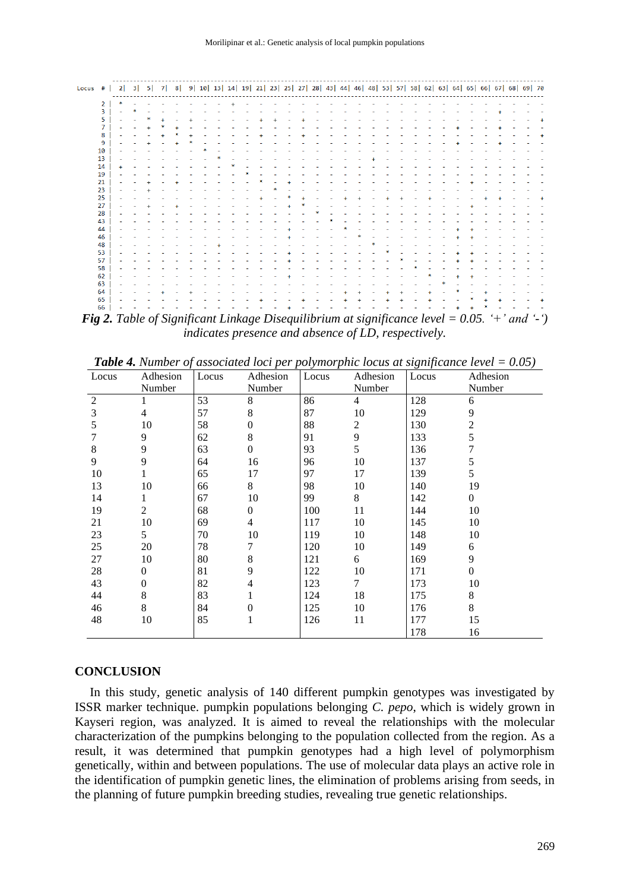***Fig 2.*** *Table of Significant Linkage Disequilibrium at significance level = 0.05. '+' and '-') indicates presence and absence of LD, respectively.*

***Table 4.*** *Number of associated loci per polymorphic locus at significance level = 0.05)*

| Locus | Adhesion Number | Locus | Adhesion Number | Locus | Adhesion Number | Locus | Adhesion Number |
|---|---|---|---|---|---|---|---|
| 2 | 1 | 53 | 8 | 86 | 4 | 128 | 6 |
| 3 | 4 | 57 | 8 | 87 | 10 | 129 | 9 |
| 5 | 10 | 58 | 0 | 88 | 2 | 130 | 2 |
| 7 | 9 | 62 | 8 | 91 | 9 | 133 | 5 |
| 8 | 9 | 63 | 0 | 93 | 5 | 136 | 7 |
| 9 | 9 | 64 | 16 | 96 | 10 | 137 | 5 |
| 10 | 1 | 65 | 17 | 97 | 17 | 139 | 5 |
| 13 | 10 | 66 | 8 | 98 | 10 | 140 | 19 |
| 14 | 1 | 67 | 10 | 99 | 8 | 142 | 0 |
| 19 | 2 | 68 | 0 | 100 | 11 | 144 | 10 |
| 21 | 10 | 69 | 4 | 117 | 10 | 145 | 10 |
| 23 | 5 | 70 | 10 | 119 | 10 | 148 | 10 |
| 25 | 20 | 78 | 7 | 120 | 10 | 149 | 6 |
| 27 | 10 | 80 | 8 | 121 | 6 | 169 | 9 |
| 28 | 0 | 81 | 9 | 122 | 10 | 171 | 0 |
| 43 | 0 | 82 | 4 | 123 | 7 | 173 | 10 |
| 44 | 8 | 83 | 1 | 124 | 18 | 175 | 8 |
| 46 | 8 | 84 | 0 | 125 | 10 | 176 | 8 |
| 48 | 10 | 85 | 1 | 126 | 11 | 177 | 15 |
| | | | | | | 178 | 16 |

## CONCLUSION

In this study, genetic analysis of 140 different pumpkin genotypes was investigated by ISSR marker technique. pumpkin populations belonging *C. pepo*, which is widely grown in Kayseri region, was analyzed. It is aimed to reveal the relationships with the molecular characterization of the pumpkins belonging to the population collected from the region. As a result, it was determined that pumpkin genotypes had a high level of polymorphism genetically, within and between populations. The use of molecular data plays an active role in the identification of pumpkin genetic lines, the elimination of problems arising from seeds, in the planning of future pumpkin breeding studies, revealing true genetic relationships.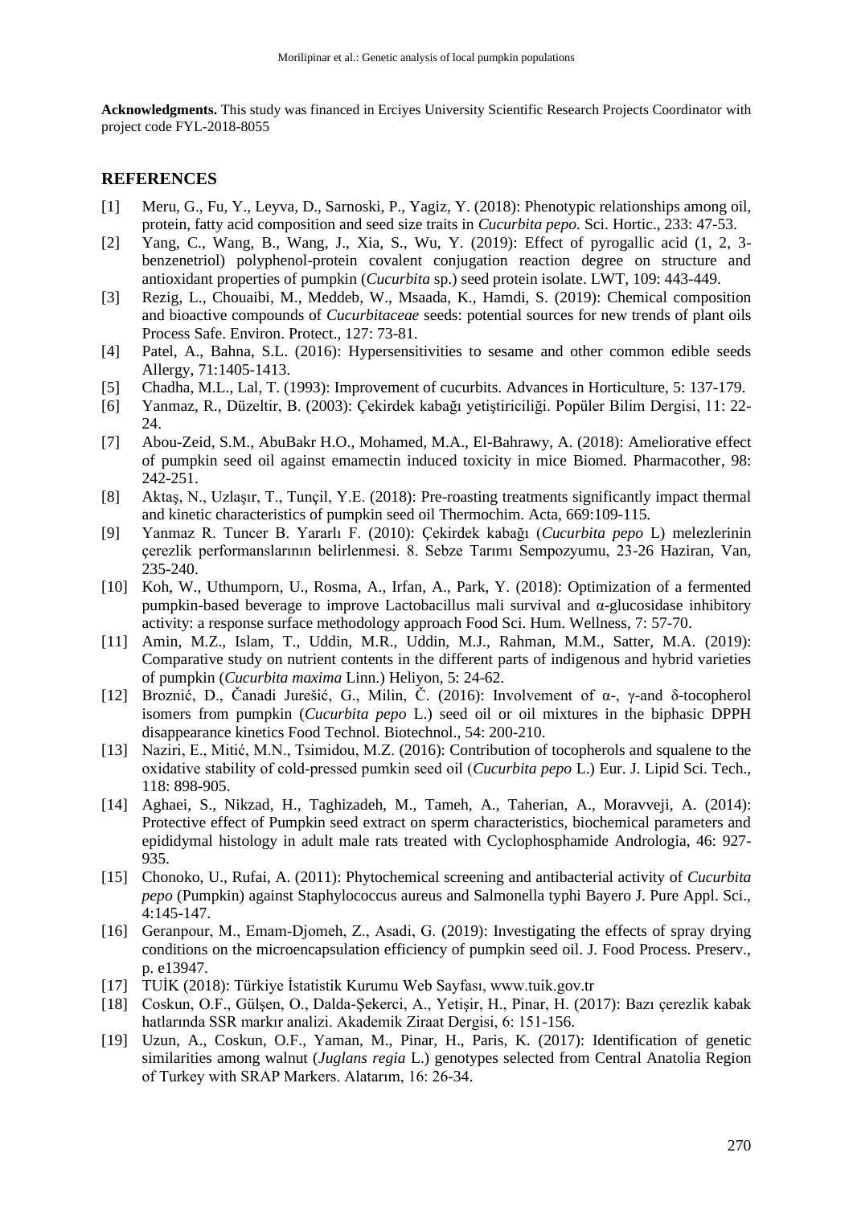**Acknowledgments.** This study was financed in Erciyes University Scientific Research Projects Coordinator with project code FYL-2018-8055

## REFERENCES

[1] Meru, G., Fu, Y., Leyva, D., Sarnoski, P., Yagiz, Y. (2018): Phenotypic relationships among oil, protein, fatty acid composition and seed size traits in *Cucurbita pepo.* Sci. Hortic., 233: 47-53.

[2] Yang, C., Wang, B., Wang, J., Xia, S., Wu, Y. (2019): Effect of pyrogallic acid (1, 2, 3-benzenetriol) polyphenol-protein covalent conjugation reaction degree on structure and antioxidant properties of pumpkin (*Cucurbita* sp.) seed protein isolate. LWT, 109: 443-449.

[3] Rezig, L., Chouaibi, M., Meddeb, W., Msaada, K., Hamdi, S. (2019): Chemical composition and bioactive compounds of *Cucurbitaceae* seeds: potential sources for new trends of plant oils Process Safe. Environ. Protect., 127: 73-81.

[4] Patel, A., Bahna, S.L. (2016): Hypersensitivities to sesame and other common edible seeds Allergy, 71:1405-1413.

[5] Chadha, M.L., Lal, T. (1993): Improvement of cucurbits. Advances in Horticulture, 5: 137-179.

[6] Yanmaz, R., Düzeltir, B. (2003): Çekirdek kabağı yetiştiriciliği. Popüler Bilim Dergisi, 11: 22-24.

[7] Abou-Zeid, S.M., AbuBakr H.O., Mohamed, M.A., El-Bahrawy, A. (2018): Ameliorative effect of pumpkin seed oil against emamectin induced toxicity in mice Biomed. Pharmacother, 98: 242-251.

[8] Aktaş, N., Uzlaşır, T., Tunçil, Y.E. (2018): Pre-roasting treatments significantly impact thermal and kinetic characteristics of pumpkin seed oil Thermochim. Acta, 669:109-115.

[9] Yanmaz R. Tuncer B. Yararlı F. (2010): Çekirdek kabağı (*Cucurbita pepo* L) melezlerinin çerezlik performanslarının belirlenmesi. 8. Sebze Tarımı Sempozyumu, 23-26 Haziran, Van, 235-240.

[10] Koh, W., Uthumporn, U., Rosma, A., Irfan, A., Park, Y. (2018): Optimization of a fermented pumpkin-based beverage to improve Lactobacillus mali survival and α-glucosidase inhibitory activity: a response surface methodology approach Food Sci. Hum. Wellness, 7: 57-70.

[11] Amin, M.Z., Islam, T., Uddin, M.R., Uddin, M.J., Rahman, M.M., Satter, M.A. (2019): Comparative study on nutrient contents in the different parts of indigenous and hybrid varieties of pumpkin (*Cucurbita maxima* Linn.) Heliyon, 5: 24-62.

[12] Broznić, D., Čanadi Jurešić, G., Milin, Č. (2016): Involvement of α-, γ-and δ-tocopherol isomers from pumpkin (*Cucurbita pepo* L.) seed oil or oil mixtures in the biphasic DPPH disappearance kinetics Food Technol. Biotechnol., 54: 200-210.

[13] Naziri, E., Mitić, M.N., Tsimidou, M.Z. (2016): Contribution of tocopherols and squalene to the oxidative stability of cold-pressed pumkin seed oil (*Cucurbita pepo* L.) Eur. J. Lipid Sci. Tech., 118: 898-905.

[14] Aghaei, S., Nikzad, H., Taghizadeh, M., Tameh, A., Taherian, A., Moravveji, A. (2014): Protective effect of Pumpkin seed extract on sperm characteristics, biochemical parameters and epididymal histology in adult male rats treated with Cyclophosphamide Andrologia, 46: 927-935.

[15] Chonoko, U., Rufai, A. (2011): Phytochemical screening and antibacterial activity of *Cucurbita pepo* (Pumpkin) against Staphylococcus aureus and Salmonella typhi Bayero J. Pure Appl. Sci., 4:145-147.

[16] Geranpour, M., Emam-Djomeh, Z., Asadi, G. (2019): Investigating the effects of spray drying conditions on the microencapsulation efficiency of pumpkin seed oil. J. Food Process. Preserv., p. e13947.

[17] TUİK (2018): Türkiye İstatistik Kurumu Web Sayfası, www.tuik.gov.tr

[18] Coskun, O.F., Gülşen, O., Dalda-Şekerci, A., Yetişir, H., Pinar, H. (2017): Bazı çerezlik kabak hatlarında SSR markır analizi. Akademik Ziraat Dergisi, 6: 151-156.

[19] Uzun, A., Coskun, O.F., Yaman, M., Pinar, H., Paris, K. (2017): Identification of genetic similarities among walnut (*Juglans regia* L.) genotypes selected from Central Anatolia Region of Turkey with SRAP Markers. Alatarım, 16: 26-34.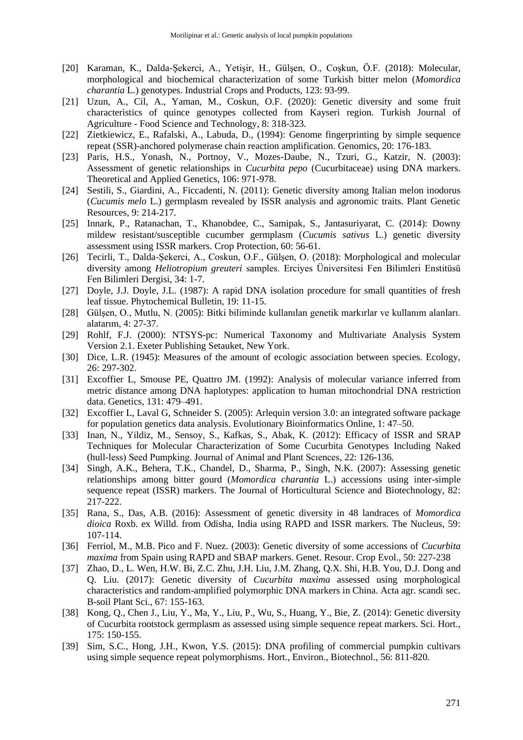[20] Karaman, K., Dalda-Şekerci, A., Yetişir, H., Gülşen, O., Coşkun, Ö.F. (2018): Molecular, morphological and biochemical characterization of some Turkish bitter melon (*Momordica charantia* L.) genotypes. Industrial Crops and Products, 123: 93-99.

[21] Uzun, A., Cil, A., Yaman, M., Coskun, O.F. (2020): Genetic diversity and some fruit characteristics of quince genotypes collected from Kayseri region. Turkish Journal of Agriculture - Food Science and Technology, 8: 318-323.

[22] Zietkiewicz, E., Rafalski, A., Labuda, D., (1994): Genome fingerprinting by simple sequence repeat (SSR)-anchored polymerase chain reaction amplification. Genomics, 20: 176-183.

[23] Paris, H.S., Yonash, N., Portnoy, V., Mozes-Daube, N., Tzuri, G., Katzir, N. (2003): Assessment of genetic relationships in *Cucurbita pepo* (Cucurbitaceae) using DNA markers. Theoretical and Applied Genetics, 106: 971-978.

[24] Sestili, S., Giardini, A., Ficcadenti, N. (2011): Genetic diversity among Italian melon inodorus (*Cucumis melo* L.) germplasm revealed by ISSR analysis and agronomic traits. Plant Genetic Resources, 9: 214-217.

[25] Innark, P., Ratanachan, T., Khanobdee, C., Samipak, S., Jantasuriyarat, C. (2014): Downy mildew resistant/susceptible cucumber germplasm (*Cucumis sativus* L.) genetic diversity assessment using ISSR markers. Crop Protection, 60: 56-61.

[26] Tecirli, T., Dalda-Şekerci, A., Coskun, O.F., Gülşen, O. (2018): Morphological and molecular diversity among *Heliotropium greuteri* samples. Erciyes Üniversitesi Fen Bilimleri Enstitüsü Fen Bilimleri Dergisi, 34: 1-7.

[27] Doyle, J.J. Doyle, J.L. (1987): A rapid DNA isolation procedure for small quantities of fresh leaf tissue. Phytochemical Bulletin, 19: 11-15.

[28] Gülşen, O., Mutlu, N. (2005): Bitki biliminde kullanılan genetik markırlar ve kullanım alanları. alatarım, 4: 27-37.

[29] Rohlf, F.J. (2000): NTSYS-pc: Numerical Taxonomy and Multivariate Analysis System Version 2.1. Exeter Publishing Setauket, New York.

[30] Dice, L.R. (1945): Measures of the amount of ecologic association between species. Ecology, 26: 297-302.

[31] Excoffier L, Smouse PE, Quattro JM. (1992): Analysis of molecular variance inferred from metric distance among DNA haplotypes: application to human mitochondrial DNA restriction data. Genetics, 131: 479–491.

[32] Excoffier L, Laval G, Schneider S. (2005): Arlequin version 3.0: an integrated software package for population genetics data analysis. Evolutionary Bioinformatics Online, 1: 47–50.

[33] Inan, N., Yildiz, M., Sensoy, S., Kafkas, S., Abak, K. (2012): Efficacy of ISSR and SRAP Techniques for Molecular Characterization of Some Cucurbita Genotypes Including Naked (hull-less) Seed Pumpking. Journal of Animal and Plant Scıences, 22: 126-136.

[34] Singh, A.K., Behera, T.K., Chandel, D., Sharma, P., Singh, N.K. (2007): Assessing genetic relationships among bitter gourd (*Momordica charantia* L.) accessions using inter-simple sequence repeat (ISSR) markers. The Journal of Horticultural Science and Biotechnology, 82: 217-222.

[35] Rana, S., Das, A.B. (2016): Assessment of genetic diversity in 48 landraces of *Momordica dioica* Roxb. ex Willd. from Odisha, India using RAPD and ISSR markers. The Nucleus, 59: 107-114.

[36] Ferriol, M., M.B. Pico and F. Nuez. (2003): Genetic diversity of some accessions of *Cucurbita maxima* from Spain using RAPD and SBAP markers. Genet. Resour. Crop Evol., 50: 227-238

[37] Zhao, D., L. Wen, H.W. Bi, Z.C. Zhu, J.H. Liu, J.M. Zhang, Q.X. Shi, H.B. You, D.J. Dong and Q. Liu. (2017): Genetic diversity of *Cucurbita maxima* assessed using morphological characteristics and random-amplified polymorphic DNA markers in China. Acta agr. scandi sec. B-soil Plant Sci., 67: 155-163.

[38] Kong, Q., Chen J., Liu, Y., Ma, Y., Liu, P., Wu, S., Huang, Y., Bie, Z. (2014): Genetic diversity of Cucurbita rootstock germplasm as assessed using simple sequence repeat markers. Sci. Hort., 175: 150-155.

[39] Sim, S.C., Hong, J.H., Kwon, Y.S. (2015): DNA profiling of commercial pumpkin cultivars using simple sequence repeat polymorphisms. Hort., Environ., Biotechnol., 56: 811-820.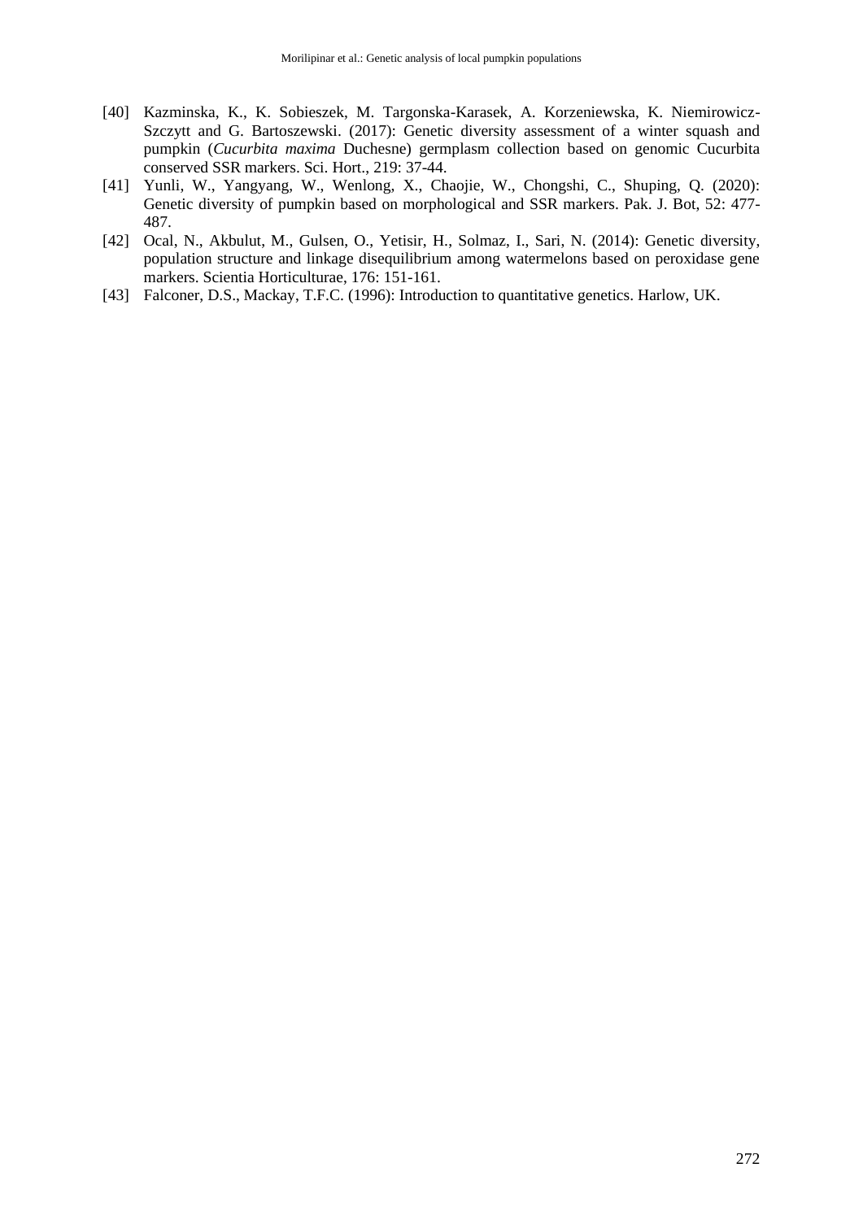[40] Kazminska, K., K. Sobieszek, M. Targonska-Karasek, A. Korzeniewska, K. Niemirowicz-Szczytt and G. Bartoszewski. (2017): Genetic diversity assessment of a winter squash and pumpkin (*Cucurbita maxima* Duchesne) germplasm collection based on genomic Cucurbita conserved SSR markers. Sci. Hort., 219: 37-44.

[41] Yunli, W., Yangyang, W., Wenlong, X., Chaojie, W., Chongshi, C., Shuping, Q. (2020): Genetic diversity of pumpkin based on morphological and SSR markers. Pak. J. Bot, 52: 477-487.

[42] Ocal, N., Akbulut, M., Gulsen, O., Yetisir, H., Solmaz, I., Sari, N. (2014): Genetic diversity, population structure and linkage disequilibrium among watermelons based on peroxidase gene markers. Scientia Horticulturae, 176: 151-161.

[43] Falconer, D.S., Mackay, T.F.C. (1996): Introduction to quantitative genetics. Harlow, UK.